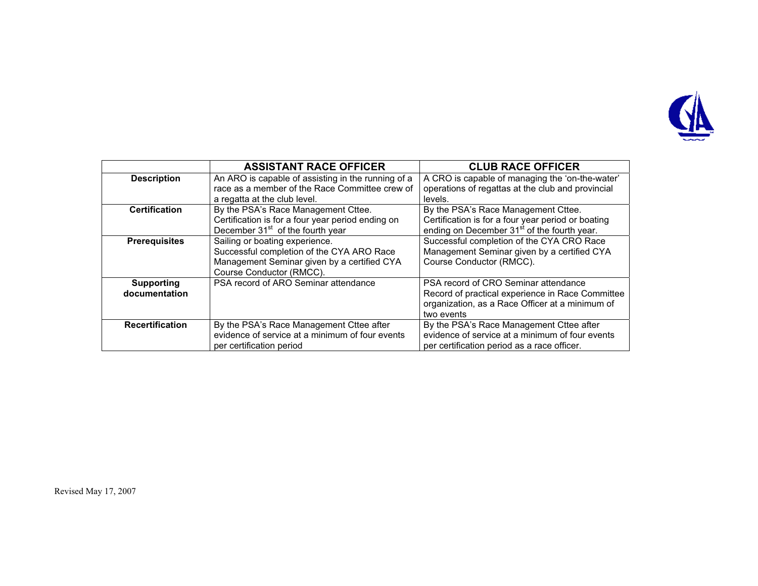|  | ASSISTANT RACE OFFICER | CLUB RACE OFFICER |
|---|---|---|
| **Description** | An ARO is capable of assisting in the running of a race as a member of the Race Committee crew of a regatta at the club level. | A CRO is capable of managing the 'on-the-water' operations of regattas at the club and provincial levels. |
| **Certification** | By the PSA's Race Management Cttee. Certification is for a four year period ending on December 31st of the fourth year | By the PSA's Race Management Cttee. Certification is for a four year period or boating ending on December 31st of the fourth year. |
| **Prerequisites** | Sailing or boating experience. Successful completion of the CYA ARO Race Management Seminar given by a certified CYA Course Conductor (RMCC). | Successful completion of the CYA CRO Race Management Seminar given by a certified CYA Course Conductor (RMCC). |
| **Supporting documentation** | PSA record of ARO Seminar attendance | PSA record of CRO Seminar attendance Record of practical experience in Race Committee organization, as a Race Officer at a minimum of two events |
| **Recertification** | By the PSA's Race Management Cttee after evidence of service at a minimum of four events per certification period | By the PSA's Race Management Cttee after evidence of service at a minimum of four events per certification period as a race officer. |

Revised May 17, 2007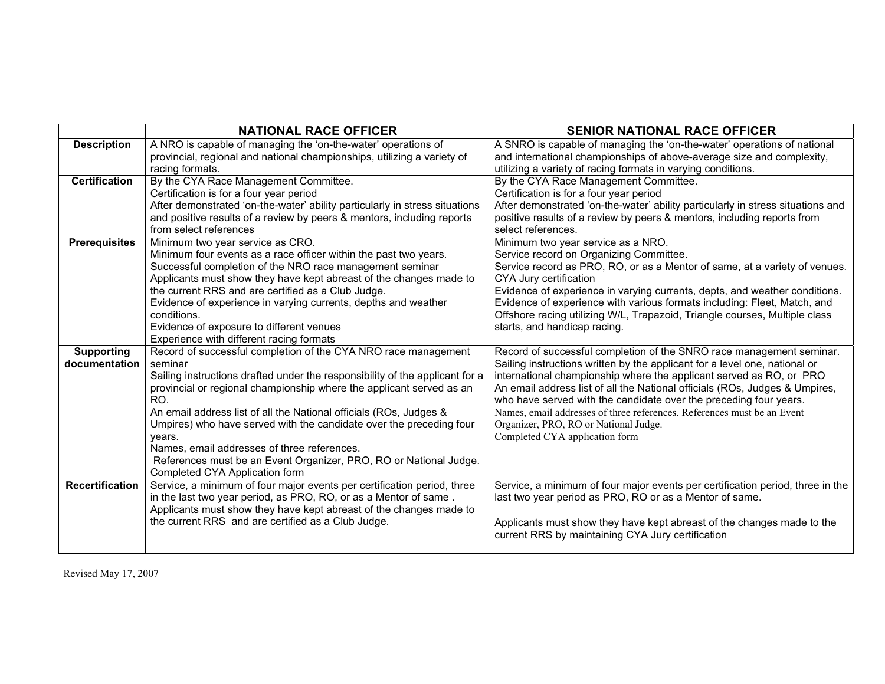| | NATIONAL RACE OFFICER | SENIOR NATIONAL RACE OFFICER |
|---|---|---|
| **Description** | A NRO is capable of managing the 'on-the-water' operations of provincial, regional and national championships, utilizing a variety of racing formats. | A SNRO is capable of managing the 'on-the-water' operations of national and international championships of above-average size and complexity, utilizing a variety of racing formats in varying conditions. |
| **Certification** | By the CYA Race Management Committee.<br>Certification is for a four year period<br>After demonstrated 'on-the-water' ability particularly in stress situations and positive results of a review by peers & mentors, including reports from select references | By the CYA Race Management Committee.<br>Certification is for a four year period<br>After demonstrated 'on-the-water' ability particularly in stress situations and positive results of a review by peers & mentors, including reports from select references. |
| **Prerequisites** | Minimum two year service as CRO.<br>Minimum four events as a race officer within the past two years.<br>Successful completion of the NRO race management seminar<br>Applicants must show they have kept abreast of the changes made to the current RRS and are certified as a Club Judge.<br>Evidence of experience in varying currents, depths and weather conditions.<br>Evidence of exposure to different venues<br>Experience with different racing formats | Minimum two year service as a NRO.<br>Service record on Organizing Committee.<br>Service record as PRO, RO, or as a Mentor of same, at a variety of venues.<br>CYA Jury certification<br>Evidence of experience in varying currents, depts, and weather conditions.<br>Evidence of experience with various formats including: Fleet, Match, and Offshore racing utilizing W/L, Trapazoid, Triangle courses, Multiple class starts, and handicap racing. |
| **Supporting documentation** | Record of successful completion of the CYA NRO race management seminar<br>Sailing instructions drafted under the responsibility of the applicant for a provincial or regional championship where the applicant served as an RO.<br>An email address list of all the National officials (ROs, Judges & Umpires) who have served with the candidate over the preceding four years.<br>Names, email addresses of three references.<br>References must be an Event Organizer, PRO, RO or National Judge.<br>Completed CYA Application form | Record of successful completion of the SNRO race management seminar.<br>Sailing instructions written by the applicant for a level one, national or international championship where the applicant served as RO, or PRO<br>An email address list of all the National officials (ROs, Judges & Umpires, who have served with the candidate over the preceding four years.<br>Names, email addresses of three references. References must be an Event Organizer, PRO, RO or National Judge.<br>Completed CYA application form |
| **Recertification** | Service, a minimum of four major events per certification period, three in the last two year period, as PRO, RO, or as a Mentor of same .<br>Applicants must show they have kept abreast of the changes made to the current RRS and are certified as a Club Judge. | Service, a minimum of four major events per certification period, three in the last two year period as PRO, RO or as a Mentor of same.<br><br>Applicants must show they have kept abreast of the changes made to the current RRS by maintaining CYA Jury certification |

Revised May 17, 2007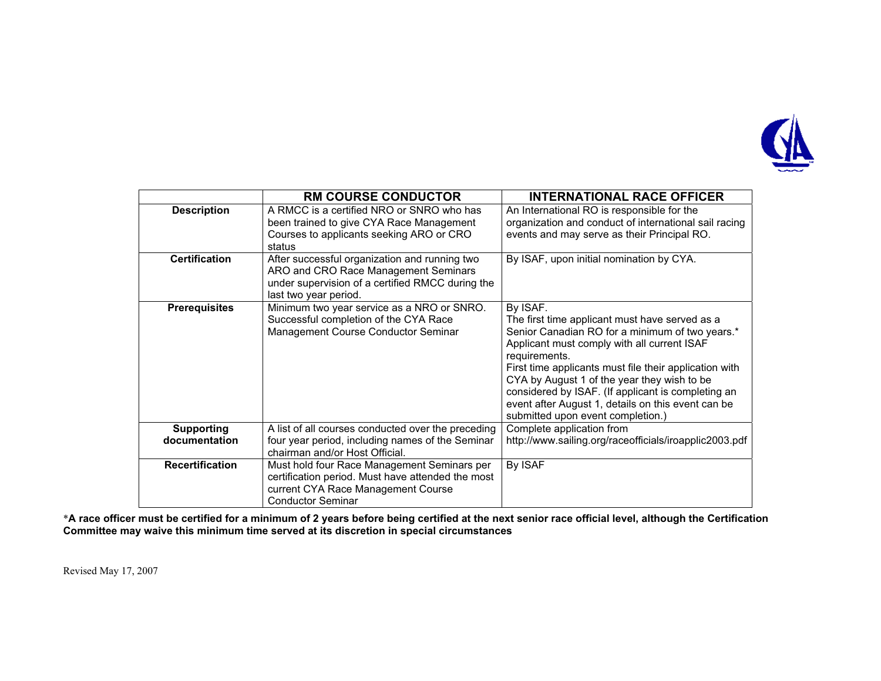| | RM COURSE CONDUCTOR | INTERNATIONAL RACE OFFICER |
|---|---|---|
| **Description** | A RMCC is a certified NRO or SNRO who has been trained to give CYA Race Management Courses to applicants seeking ARO or CRO status | An International RO is responsible for the organization and conduct of international sail racing events and may serve as their Principal RO. |
| **Certification** | After successful organization and running two ARO and CRO Race Management Seminars under supervision of a certified RMCC during the last two year period. | By ISAF, upon initial nomination by CYA. |
| **Prerequisites** | Minimum two year service as a NRO or SNRO. Successful completion of the CYA Race Management Course Conductor Seminar | By ISAF.<br>The first time applicant must have served as a Senior Canadian RO for a minimum of two years.*<br>Applicant must comply with all current ISAF requirements.<br>First time applicants must file their application with CYA by August 1 of the year they wish to be considered by ISAF. (If applicant is completing an event after August 1, details on this event can be submitted upon event completion.) |
| **Supporting documentation** | A list of all courses conducted over the preceding four year period, including names of the Seminar chairman and/or Host Official. | Complete application from http://www.sailing.org/raceofficials/iroapplic2003.pdf |
| **Recertification** | Must hold four Race Management Seminars per certification period. Must have attended the most current CYA Race Management Course Conductor Seminar | By ISAF |

***A race officer must be certified for a minimum of 2 years before being certified at the next senior race official level, although the Certification Committee may waive this minimum time served at its discretion in special circumstances**

Revised May 17, 2007